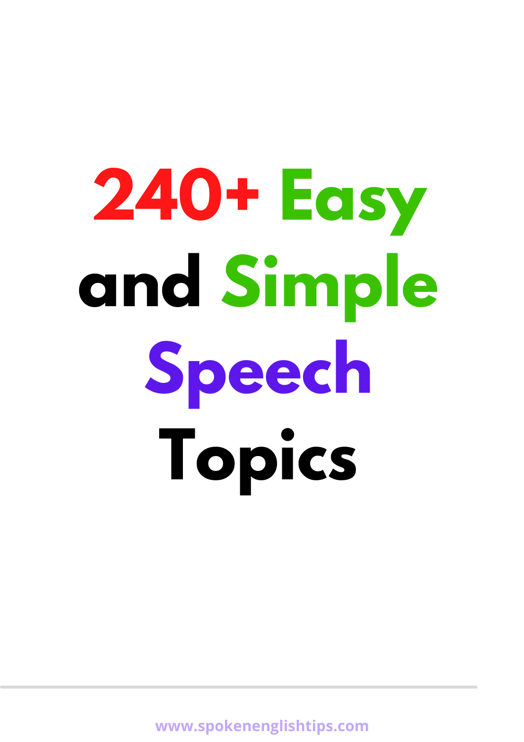# 240+ Easy and Simple Speech Topics

www.spokenenglishtips.com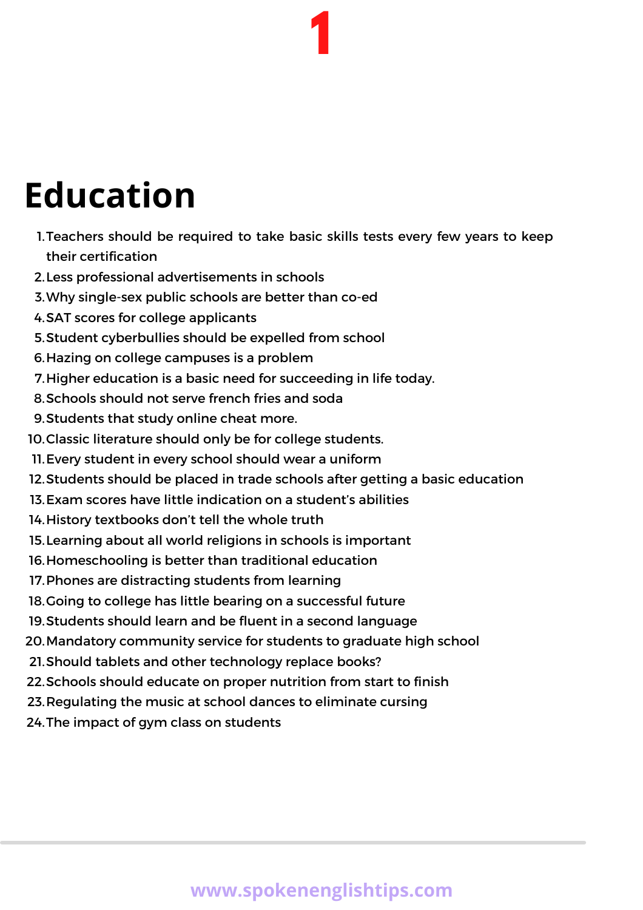# 1

# Education

1. Teachers should be required to take basic skills tests every few years to keep their certification
2. Less professional advertisements in schools
3. Why single-sex public schools are better than co-ed
4. SAT scores for college applicants
5. Student cyberbullies should be expelled from school
6. Hazing on college campuses is a problem
7. Higher education is a basic need for succeeding in life today.
8. Schools should not serve french fries and soda
9. Students that study online cheat more.
10. Classic literature should only be for college students.
11. Every student in every school should wear a uniform
12. Students should be placed in trade schools after getting a basic education
13. Exam scores have little indication on a student's abilities
14. History textbooks don't tell the whole truth
15. Learning about all world religions in schools is important
16. Homeschooling is better than traditional education
17. Phones are distracting students from learning
18. Going to college has little bearing on a successful future
19. Students should learn and be fluent in a second language
20. Mandatory community service for students to graduate high school
21. Should tablets and other technology replace books?
22. Schools should educate on proper nutrition from start to finish
23. Regulating the music at school dances to eliminate cursing
24. The impact of gym class on students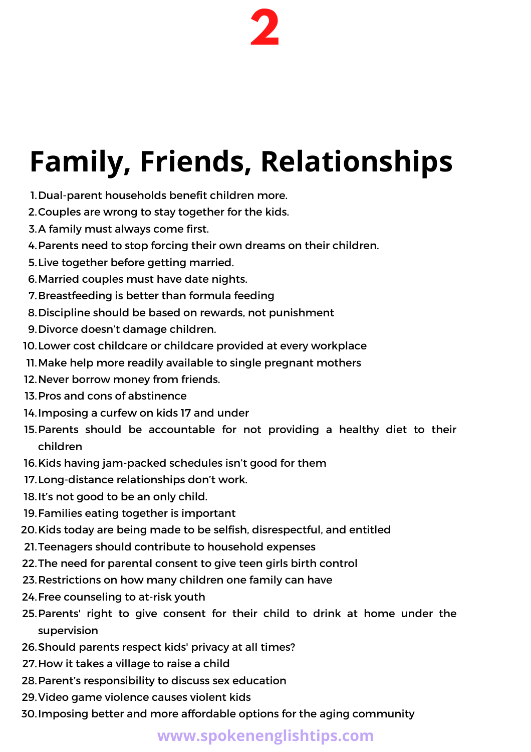# 2

## Family, Friends, Relationships

1. Dual-parent households benefit children more.
2. Couples are wrong to stay together for the kids.
3. A family must always come first.
4. Parents need to stop forcing their own dreams on their children.
5. Live together before getting married.
6. Married couples must have date nights.
7. Breastfeeding is better than formula feeding
8. Discipline should be based on rewards, not punishment
9. Divorce doesn't damage children.
10. Lower cost childcare or childcare provided at every workplace
11. Make help more readily available to single pregnant mothers
12. Never borrow money from friends.
13. Pros and cons of abstinence
14. Imposing a curfew on kids 17 and under
15. Parents should be accountable for not providing a healthy diet to their children
16. Kids having jam-packed schedules isn't good for them
17. Long-distance relationships don't work.
18. It's not good to be an only child.
19. Families eating together is important
20. Kids today are being made to be selfish, disrespectful, and entitled
21. Teenagers should contribute to household expenses
22. The need for parental consent to give teen girls birth control
23. Restrictions on how many children one family can have
24. Free counseling to at-risk youth
25. Parents' right to give consent for their child to drink at home under the supervision
26. Should parents respect kids' privacy at all times?
27. How it takes a village to raise a child
28. Parent's responsibility to discuss sex education
29. Video game violence causes violent kids
30. Imposing better and more affordable options for the aging community

www.spokenenglishtips.com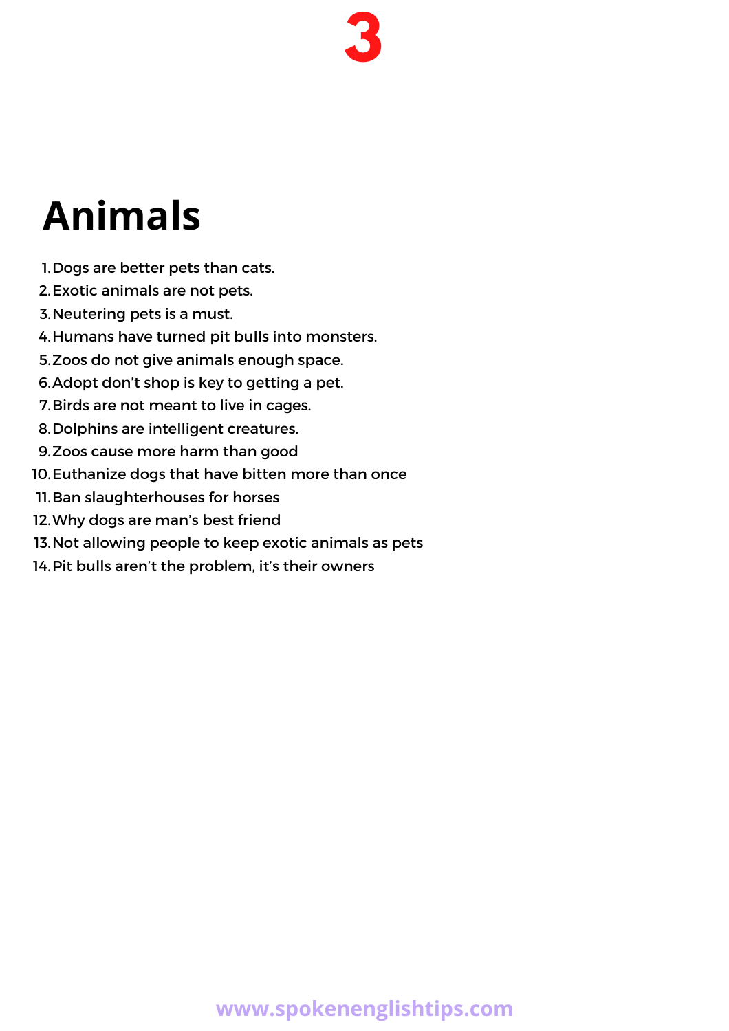# Animals

1. Dogs are better pets than cats.
2. Exotic animals are not pets.
3. Neutering pets is a must.
4. Humans have turned pit bulls into monsters.
5. Zoos do not give animals enough space.
6. Adopt don't shop is key to getting a pet.
7. Birds are not meant to live in cages.
8. Dolphins are intelligent creatures.
9. Zoos cause more harm than good
10. Euthanize dogs that have bitten more than once
11. Ban slaughterhouses for horses
12. Why dogs are man's best friend
13. Not allowing people to keep exotic animals as pets
14. Pit bulls aren't the problem, it's their owners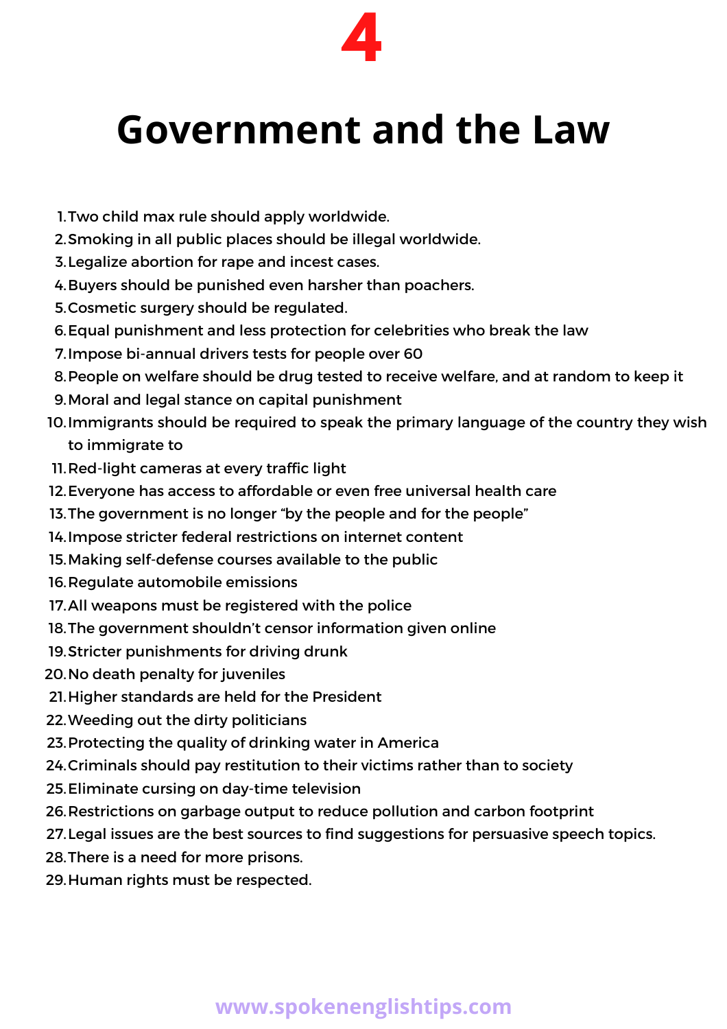# 4

# Government and the Law

1. Two child max rule should apply worldwide.
2. Smoking in all public places should be illegal worldwide.
3. Legalize abortion for rape and incest cases.
4. Buyers should be punished even harsher than poachers.
5. Cosmetic surgery should be regulated.
6. Equal punishment and less protection for celebrities who break the law
7. Impose bi-annual drivers tests for people over 60
8. People on welfare should be drug tested to receive welfare, and at random to keep it
9. Moral and legal stance on capital punishment
10. Immigrants should be required to speak the primary language of the country they wish to immigrate to
11. Red-light cameras at every traffic light
12. Everyone has access to affordable or even free universal health care
13. The government is no longer "by the people and for the people"
14. Impose stricter federal restrictions on internet content
15. Making self-defense courses available to the public
16. Regulate automobile emissions
17. All weapons must be registered with the police
18. The government shouldn't censor information given online
19. Stricter punishments for driving drunk
20. No death penalty for juveniles
21. Higher standards are held for the President
22. Weeding out the dirty politicians
23. Protecting the quality of drinking water in America
24. Criminals should pay restitution to their victims rather than to society
25. Eliminate cursing on day-time television
26. Restrictions on garbage output to reduce pollution and carbon footprint
27. Legal issues are the best sources to find suggestions for persuasive speech topics.
28. There is a need for more prisons.
29. Human rights must be respected.

www.spokenenglishtips.com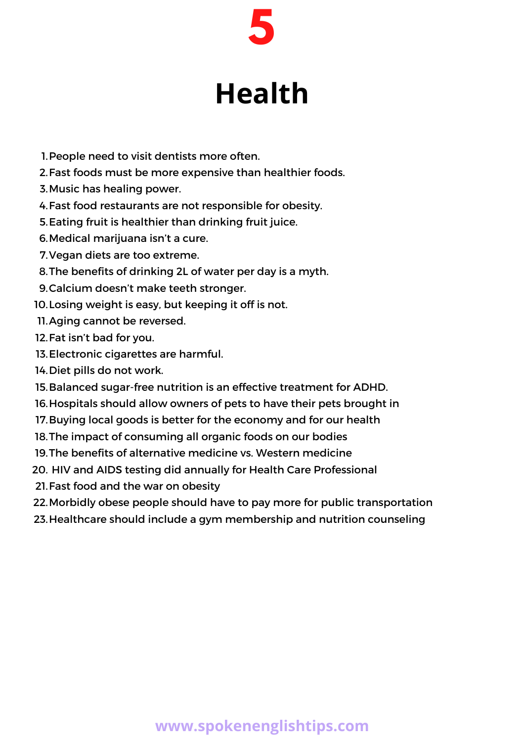# 5

# Health

1. People need to visit dentists more often.
2. Fast foods must be more expensive than healthier foods.
3. Music has healing power.
4. Fast food restaurants are not responsible for obesity.
5. Eating fruit is healthier than drinking fruit juice.
6. Medical marijuana isn't a cure.
7. Vegan diets are too extreme.
8. The benefits of drinking 2L of water per day is a myth.
9. Calcium doesn't make teeth stronger.
10. Losing weight is easy, but keeping it off is not.
11. Aging cannot be reversed.
12. Fat isn't bad for you.
13. Electronic cigarettes are harmful.
14. Diet pills do not work.
15. Balanced sugar-free nutrition is an effective treatment for ADHD.
16. Hospitals should allow owners of pets to have their pets brought in
17. Buying local goods is better for the economy and for our health
18. The impact of consuming all organic foods on our bodies
19. The benefits of alternative medicine vs. Western medicine
20. HIV and AIDS testing did annually for Health Care Professional
21. Fast food and the war on obesity
22. Morbidly obese people should have to pay more for public transportation
23. Healthcare should include a gym membership and nutrition counseling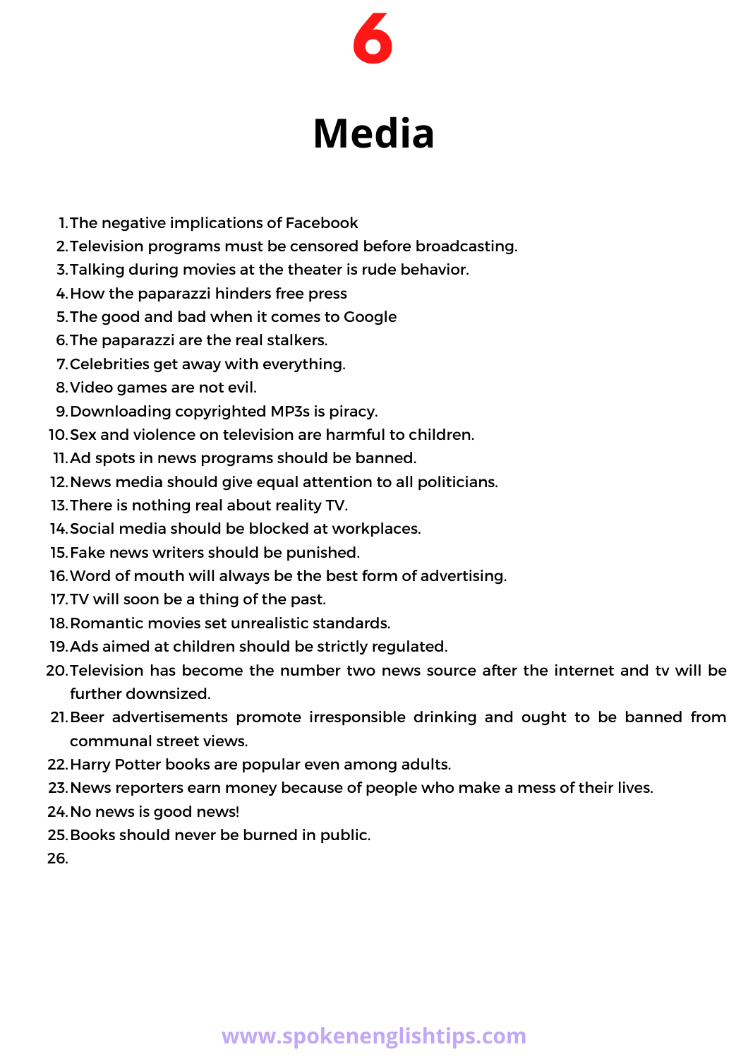# 6

# Media

1. The negative implications of Facebook
2. Television programs must be censored before broadcasting.
3. Talking during movies at the theater is rude behavior.
4. How the paparazzi hinders free press
5. The good and bad when it comes to Google
6. The paparazzi are the real stalkers.
7. Celebrities get away with everything.
8. Video games are not evil.
9. Downloading copyrighted MP3s is piracy.
10. Sex and violence on television are harmful to children.
11. Ad spots in news programs should be banned.
12. News media should give equal attention to all politicians.
13. There is nothing real about reality TV.
14. Social media should be blocked at workplaces.
15. Fake news writers should be punished.
16. Word of mouth will always be the best form of advertising.
17. TV will soon be a thing of the past.
18. Romantic movies set unrealistic standards.
19. Ads aimed at children should be strictly regulated.
20. Television has become the number two news source after the internet and tv will be further downsized.
21. Beer advertisements promote irresponsible drinking and ought to be banned from communal street views.
22. Harry Potter books are popular even among adults.
23. News reporters earn money because of people who make a mess of their lives.
24. No news is good news!
25. Books should never be burned in public.
26.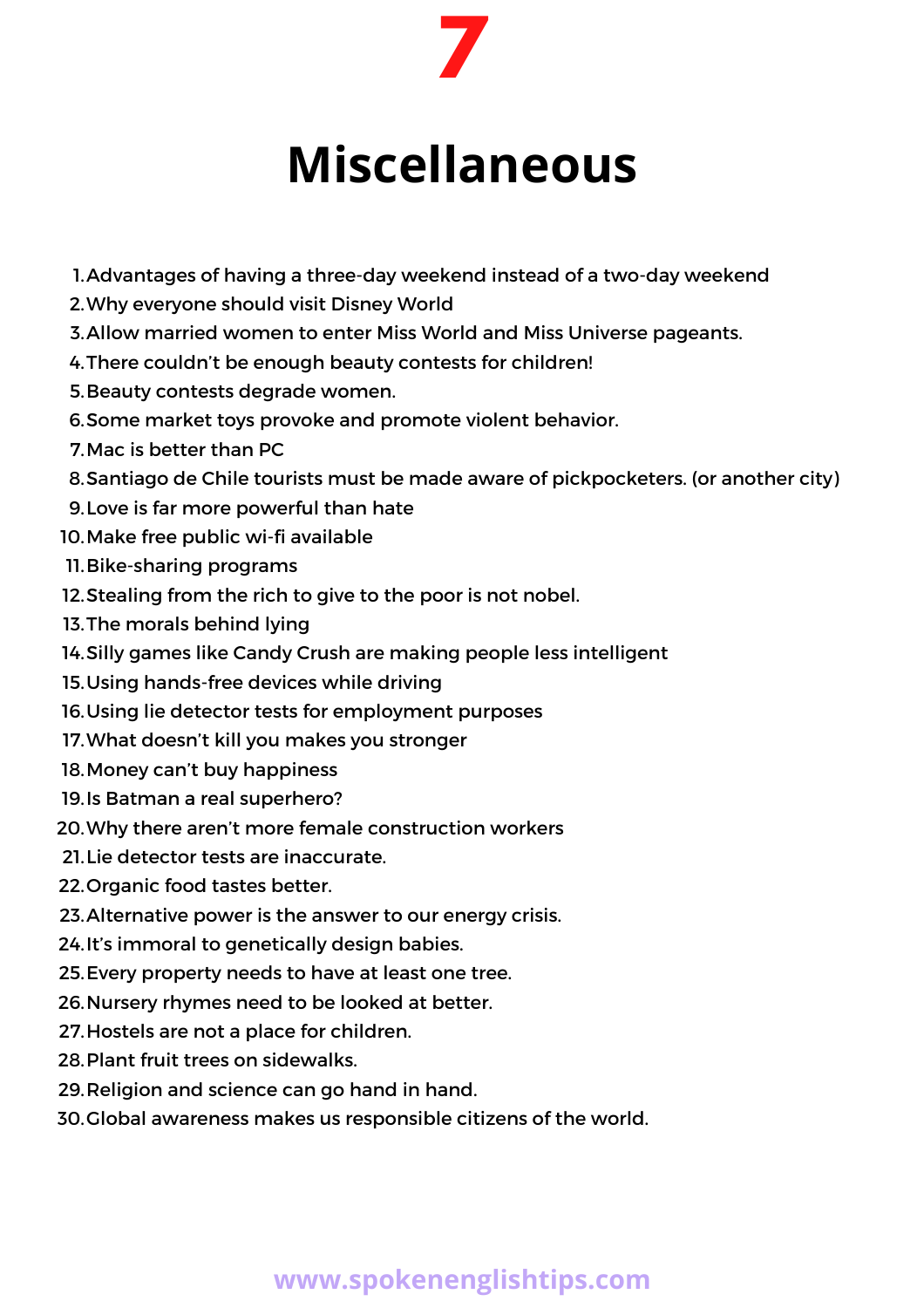# 7

# Miscellaneous

1. Advantages of having a three-day weekend instead of a two-day weekend
2. Why everyone should visit Disney World
3. Allow married women to enter Miss World and Miss Universe pageants.
4. There couldn't be enough beauty contests for children!
5. Beauty contests degrade women.
6. Some market toys provoke and promote violent behavior.
7. Mac is better than PC
8. Santiago de Chile tourists must be made aware of pickpocketers. (or another city)
9. Love is far more powerful than hate
10. Make free public wi-fi available
11. Bike-sharing programs
12. Stealing from the rich to give to the poor is not nobel.
13. The morals behind lying
14. Silly games like Candy Crush are making people less intelligent
15. Using hands-free devices while driving
16. Using lie detector tests for employment purposes
17. What doesn't kill you makes you stronger
18. Money can't buy happiness
19. Is Batman a real superhero?
20. Why there aren't more female construction workers
21. Lie detector tests are inaccurate.
22. Organic food tastes better.
23. Alternative power is the answer to our energy crisis.
24. It's immoral to genetically design babies.
25. Every property needs to have at least one tree.
26. Nursery rhymes need to be looked at better.
27. Hostels are not a place for children.
28. Plant fruit trees on sidewalks.
29. Religion and science can go hand in hand.
30. Global awareness makes us responsible citizens of the world.

www.spokenenglishtips.com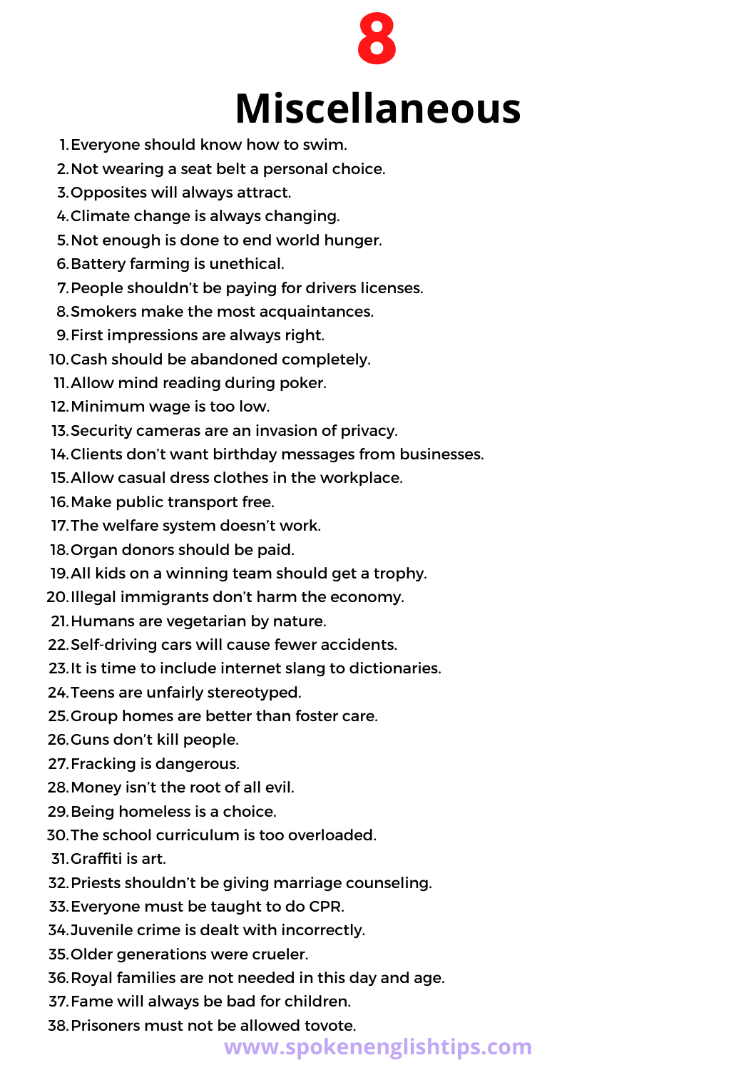# 8

# Miscellaneous

1. Everyone should know how to swim.
2. Not wearing a seat belt a personal choice.
3. Opposites will always attract.
4. Climate change is always changing.
5. Not enough is done to end world hunger.
6. Battery farming is unethical.
7. People shouldn't be paying for drivers licenses.
8. Smokers make the most acquaintances.
9. First impressions are always right.
10. Cash should be abandoned completely.
11. Allow mind reading during poker.
12. Minimum wage is too low.
13. Security cameras are an invasion of privacy.
14. Clients don't want birthday messages from businesses.
15. Allow casual dress clothes in the workplace.
16. Make public transport free.
17. The welfare system doesn't work.
18. Organ donors should be paid.
19. All kids on a winning team should get a trophy.
20. Illegal immigrants don't harm the economy.
21. Humans are vegetarian by nature.
22. Self-driving cars will cause fewer accidents.
23. It is time to include internet slang to dictionaries.
24. Teens are unfairly stereotyped.
25. Group homes are better than foster care.
26. Guns don't kill people.
27. Fracking is dangerous.
28. Money isn't the root of all evil.
29. Being homeless is a choice.
30. The school curriculum is too overloaded.
31. Graffiti is art.
32. Priests shouldn't be giving marriage counseling.
33. Everyone must be taught to do CPR.
34. Juvenile crime is dealt with incorrectly.
35. Older generations were crueler.
36. Royal families are not needed in this day and age.
37. Fame will always be bad for children.
38. Prisoners must not be allowed tovote.

www.spokenenglishtips.com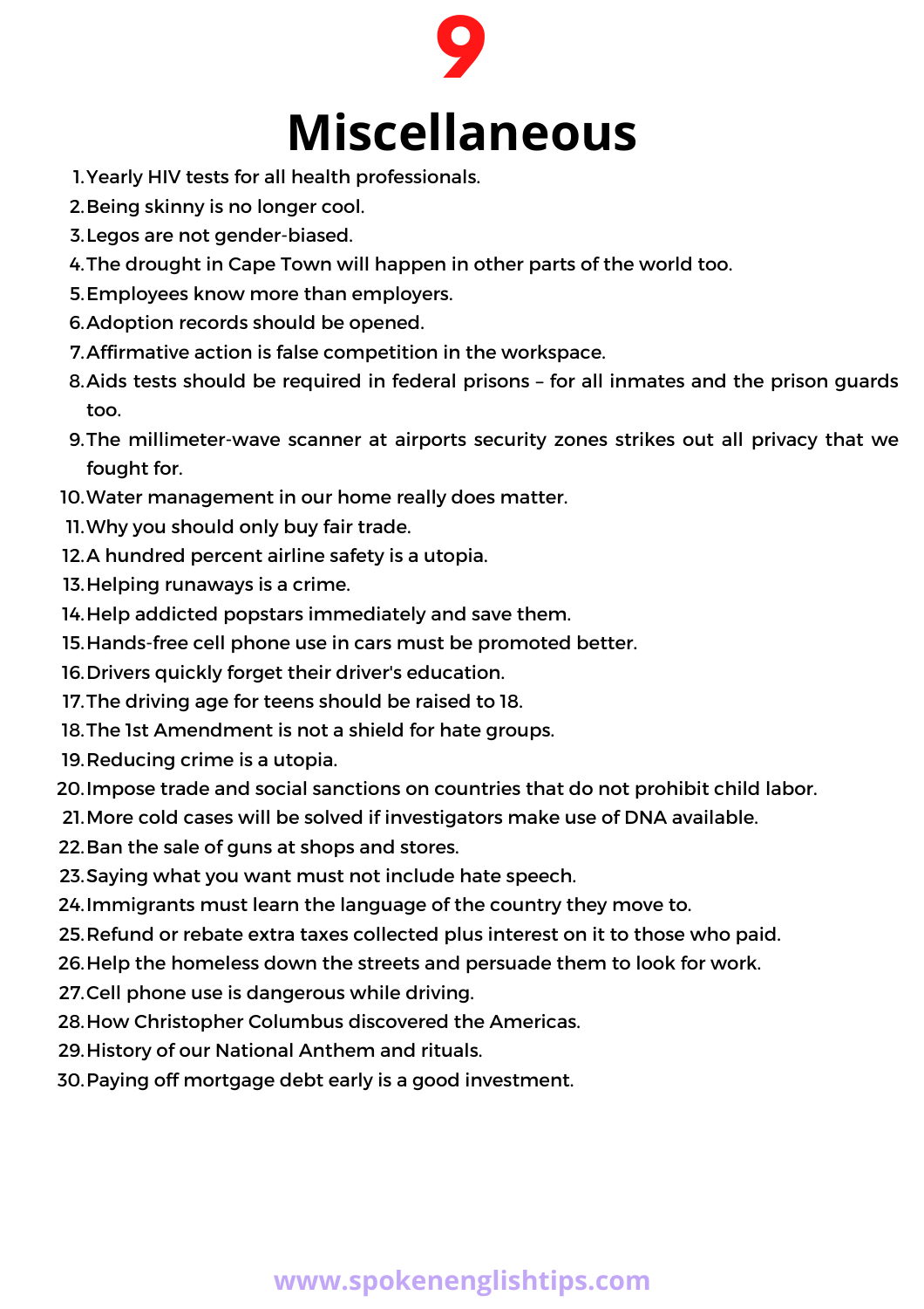# 9

# Miscellaneous

1. Yearly HIV tests for all health professionals.
2. Being skinny is no longer cool.
3. Legos are not gender-biased.
4. The drought in Cape Town will happen in other parts of the world too.
5. Employees know more than employers.
6. Adoption records should be opened.
7. Affirmative action is false competition in the workspace.
8. Aids tests should be required in federal prisons – for all inmates and the prison guards too.
9. The millimeter-wave scanner at airports security zones strikes out all privacy that we fought for.
10. Water management in our home really does matter.
11. Why you should only buy fair trade.
12. A hundred percent airline safety is a utopia.
13. Helping runaways is a crime.
14. Help addicted popstars immediately and save them.
15. Hands-free cell phone use in cars must be promoted better.
16. Drivers quickly forget their driver's education.
17. The driving age for teens should be raised to 18.
18. The 1st Amendment is not a shield for hate groups.
19. Reducing crime is a utopia.
20. Impose trade and social sanctions on countries that do not prohibit child labor.
21. More cold cases will be solved if investigators make use of DNA available.
22. Ban the sale of guns at shops and stores.
23. Saying what you want must not include hate speech.
24. Immigrants must learn the language of the country they move to.
25. Refund or rebate extra taxes collected plus interest on it to those who paid.
26. Help the homeless down the streets and persuade them to look for work.
27. Cell phone use is dangerous while driving.
28. How Christopher Columbus discovered the Americas.
29. History of our National Anthem and rituals.
30. Paying off mortgage debt early is a good investment.

www.spokenenglishtips.com